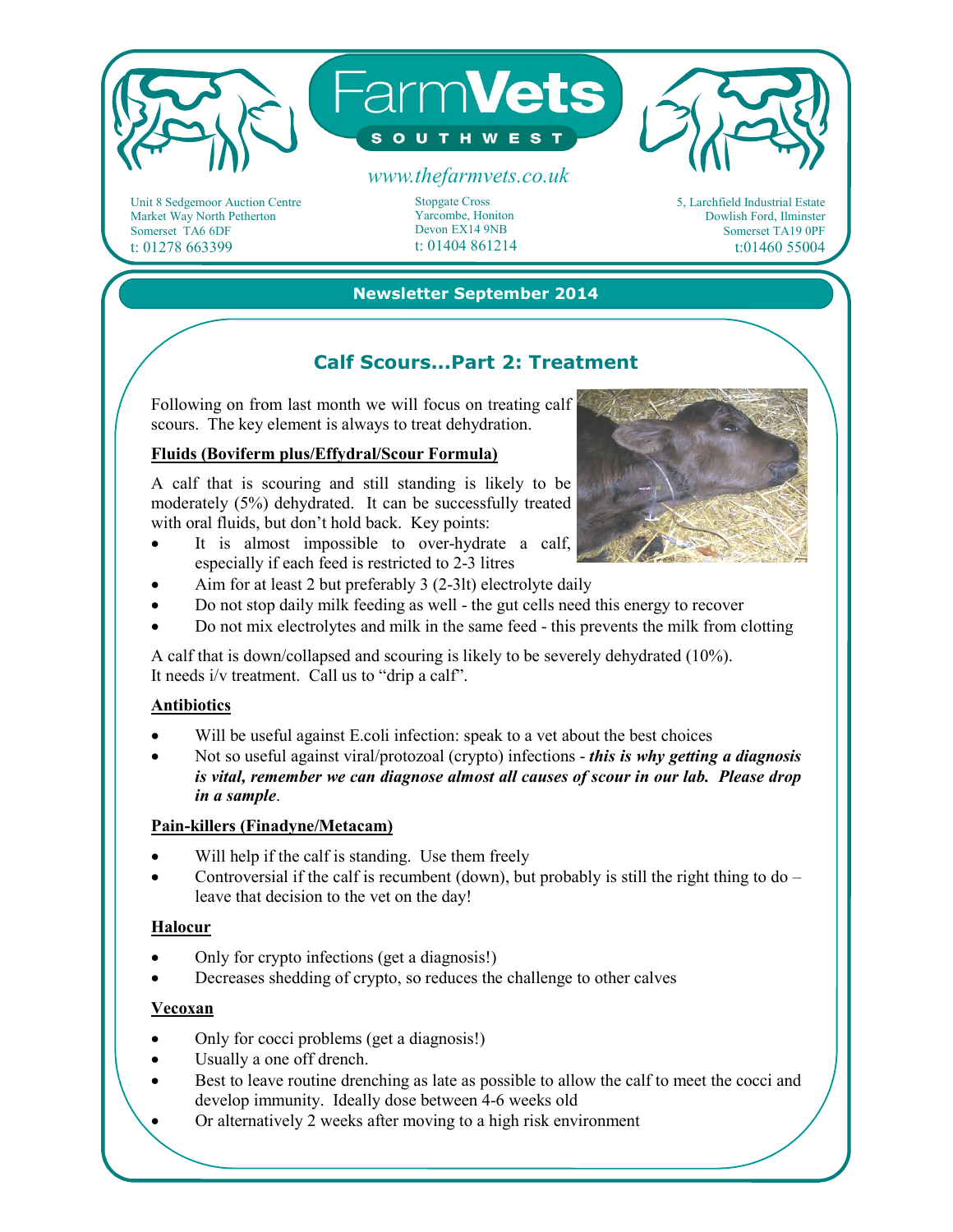# FarmVets SOUTHWEST

www.thefarmvets.co.uk

Unit 8 Sedgemoor Auction Centre
Market Way North Petherton
Somerset TA6 6DF
t: 01278 663399

Stopgate Cross
Yarcombe, Honiton
Devon EX14 9NB
t: 01404 861214

5, Larchfield Industrial Estate
Dowlish Ford, Ilminster
Somerset TA19 0PF
t:01460 55004

**Newsletter September 2014**

## Calf Scours...Part 2: Treatment

Following on from last month we will focus on treating calf scours. The key element is always to treat dehydration.

### Fluids (Boviferm plus/Effydral/Scour Formula)

A calf that is scouring and still standing is likely to be moderately (5%) dehydrated. It can be successfully treated with oral fluids, but don't hold back. Key points:

- It is almost impossible to over-hydrate a calf, especially if each feed is restricted to 2-3 litres
- Aim for at least 2 but preferably 3 (2-3lt) electrolyte daily
- Do not stop daily milk feeding as well - the gut cells need this energy to recover
- Do not mix electrolytes and milk in the same feed - this prevents the milk from clotting

A calf that is down/collapsed and scouring is likely to be severely dehydrated (10%). It needs i/v treatment. Call us to "drip a calf".

### Antibiotics

- Will be useful against E.coli infection: speak to a vet about the best choices
- Not so useful against viral/protozoal (crypto) infections - ***this is why getting a diagnosis is vital, remember we can diagnose almost all causes of scour in our lab. Please drop in a sample***.

### Pain-killers (Finadyne/Metacam)

- Will help if the calf is standing. Use them freely
- Controversial if the calf is recumbent (down), but probably is still the right thing to do – leave that decision to the vet on the day!

### Halocur

- Only for crypto infections (get a diagnosis!)
- Decreases shedding of crypto, so reduces the challenge to other calves

### Vecoxan

- Only for cocci problems (get a diagnosis!)
- Usually a one off drench.
- Best to leave routine drenching as late as possible to allow the calf to meet the cocci and develop immunity. Ideally dose between 4-6 weeks old
- Or alternatively 2 weeks after moving to a high risk environment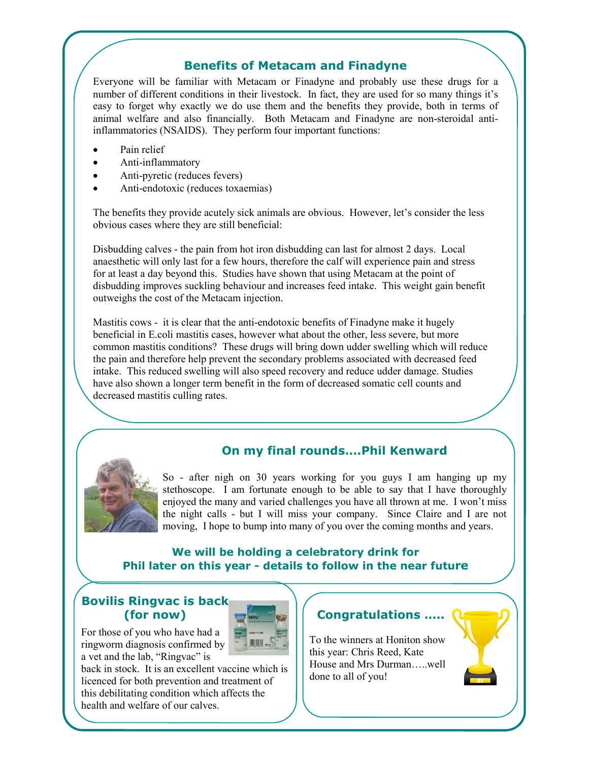## Benefits of Metacam and Finadyne

Everyone will be familiar with Metacam or Finadyne and probably use these drugs for a number of different conditions in their livestock. In fact, they are used for so many things it's easy to forget why exactly we do use them and the benefits they provide, both in terms of animal welfare and also financially. Both Metacam and Finadyne are non-steroidal anti-inflammatories (NSAIDS). They perform four important functions:

- Pain relief
- Anti-inflammatory
- Anti-pyretic (reduces fevers)
- Anti-endotoxic (reduces toxaemias)

The benefits they provide acutely sick animals are obvious. However, let's consider the less obvious cases where they are still beneficial:

Disbudding calves - the pain from hot iron disbudding can last for almost 2 days. Local anaesthetic will only last for a few hours, therefore the calf will experience pain and stress for at least a day beyond this. Studies have shown that using Metacam at the point of disbudding improves suckling behaviour and increases feed intake. This weight gain benefit outweighs the cost of the Metacam injection.

Mastitis cows - it is clear that the anti-endotoxic benefits of Finadyne make it hugely beneficial in E.coli mastitis cases, however what about the other, less severe, but more common mastitis conditions? These drugs will bring down udder swelling which will reduce the pain and therefore help prevent the secondary problems associated with decreased feed intake. This reduced swelling will also speed recovery and reduce udder damage. Studies have also shown a longer term benefit in the form of decreased somatic cell counts and decreased mastitis culling rates.

## On my final rounds….Phil Kenward

So - after nigh on 30 years working for you guys I am hanging up my stethoscope. I am fortunate enough to be able to say that I have thoroughly enjoyed the many and varied challenges you have all thrown at me. I won't miss the night calls - but I will miss your company. Since Claire and I are not moving, I hope to bump into many of you over the coming months and years.

**We will be holding a celebratory drink for Phil later on this year - details to follow in the near future**

## Bovilis Ringvac is back (for now)

For those of you who have had a ringworm diagnosis confirmed by a vet and the lab, "Ringvac" is back in stock. It is an excellent vaccine which is licenced for both prevention and treatment of this debilitating condition which affects the health and welfare of our calves.

## Congratulations …..

To the winners at Honiton show this year: Chris Reed, Kate House and Mrs Durman…..well done to all of you!